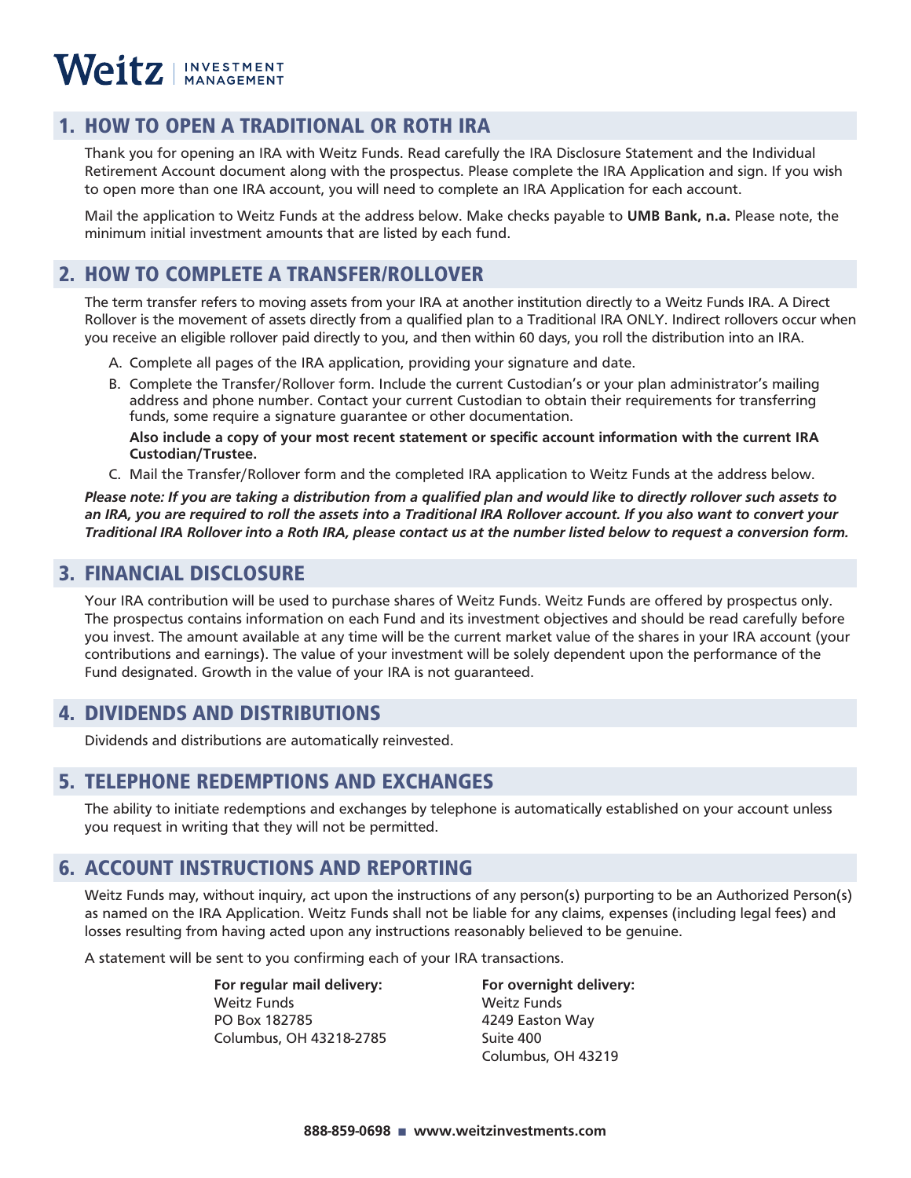# Weitz | INVESTMENT MANAGEMENT

## 1. HOW TO OPEN A TRADITIONAL OR ROTH IRA

Thank you for opening an IRA with Weitz Funds. Read carefully the IRA Disclosure Statement and the Individual Retirement Account document along with the prospectus. Please complete the IRA Application and sign. If you wish to open more than one IRA account, you will need to complete an IRA Application for each account.

Mail the application to Weitz Funds at the address below. Make checks payable to **UMB Bank, n.a.** Please note, the minimum initial investment amounts that are listed by each fund.

## 2. HOW TO COMPLETE A TRANSFER/ROLLOVER

The term transfer refers to moving assets from your IRA at another institution directly to a Weitz Funds IRA. A Direct Rollover is the movement of assets directly from a qualified plan to a Traditional IRA ONLY. Indirect rollovers occur when you receive an eligible rollover paid directly to you, and then within 60 days, you roll the distribution into an IRA.

A. Complete all pages of the IRA application, providing your signature and date.

B. Complete the Transfer/Rollover form. Include the current Custodian's or your plan administrator's mailing address and phone number. Contact your current Custodian to obtain their requirements for transferring funds, some require a signature guarantee or other documentation.

   **Also include a copy of your most recent statement or specific account information with the current IRA Custodian/Trustee.**

C. Mail the Transfer/Rollover form and the completed IRA application to Weitz Funds at the address below.

***Please note: If you are taking a distribution from a qualified plan and would like to directly rollover such assets to an IRA, you are required to roll the assets into a Traditional IRA Rollover account. If you also want to convert your Traditional IRA Rollover into a Roth IRA, please contact us at the number listed below to request a conversion form.***

## 3. FINANCIAL DISCLOSURE

Your IRA contribution will be used to purchase shares of Weitz Funds. Weitz Funds are offered by prospectus only. The prospectus contains information on each Fund and its investment objectives and should be read carefully before you invest. The amount available at any time will be the current market value of the shares in your IRA account (your contributions and earnings). The value of your investment will be solely dependent upon the performance of the Fund designated. Growth in the value of your IRA is not guaranteed.

## 4. DIVIDENDS AND DISTRIBUTIONS

Dividends and distributions are automatically reinvested.

## 5. TELEPHONE REDEMPTIONS AND EXCHANGES

The ability to initiate redemptions and exchanges by telephone is automatically established on your account unless you request in writing that they will not be permitted.

## 6. ACCOUNT INSTRUCTIONS AND REPORTING

Weitz Funds may, without inquiry, act upon the instructions of any person(s) purporting to be an Authorized Person(s) as named on the IRA Application. Weitz Funds shall not be liable for any claims, expenses (including legal fees) and losses resulting from having acted upon any instructions reasonably believed to be genuine.

A statement will be sent to you confirming each of your IRA transactions.

**For regular mail delivery:**
Weitz Funds
PO Box 182785
Columbus, OH 43218-2785

**For overnight delivery:**
Weitz Funds
4249 Easton Way
Suite 400
Columbus, OH 43219

**888-859-0698 ■ www.weitzinvestments.com**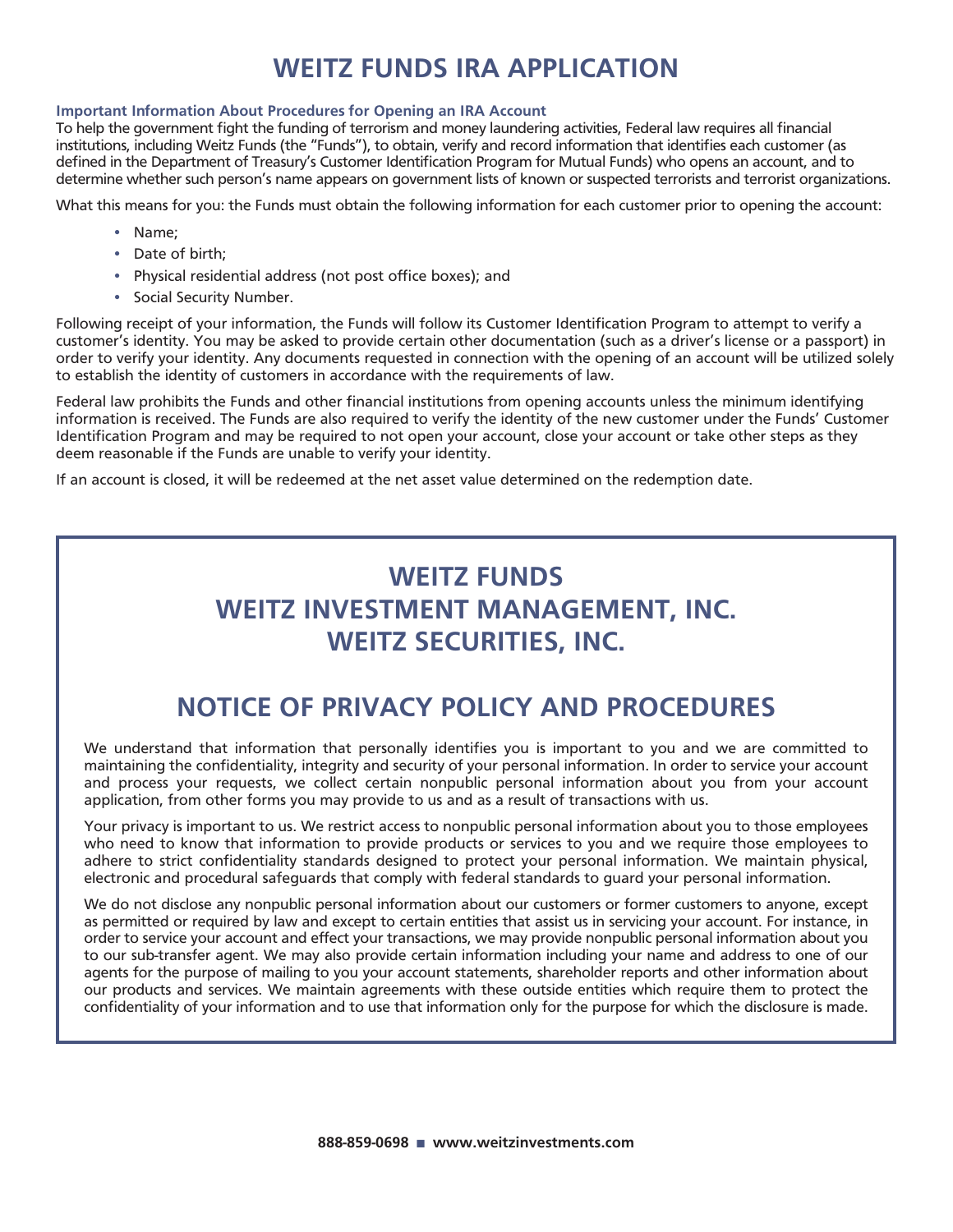# WEITZ FUNDS IRA APPLICATION

**Important Information About Procedures for Opening an IRA Account**

To help the government fight the funding of terrorism and money laundering activities, Federal law requires all financial institutions, including Weitz Funds (the "Funds"), to obtain, verify and record information that identifies each customer (as defined in the Department of Treasury's Customer Identification Program for Mutual Funds) who opens an account, and to determine whether such person's name appears on government lists of known or suspected terrorists and terrorist organizations.

What this means for you: the Funds must obtain the following information for each customer prior to opening the account:

- Name;
- Date of birth;
- Physical residential address (not post office boxes); and
- Social Security Number.

Following receipt of your information, the Funds will follow its Customer Identification Program to attempt to verify a customer's identity. You may be asked to provide certain other documentation (such as a driver's license or a passport) in order to verify your identity. Any documents requested in connection with the opening of an account will be utilized solely to establish the identity of customers in accordance with the requirements of law.

Federal law prohibits the Funds and other financial institutions from opening accounts unless the minimum identifying information is received. The Funds are also required to verify the identity of the new customer under the Funds' Customer Identification Program and may be required to not open your account, close your account or take other steps as they deem reasonable if the Funds are unable to verify your identity.

If an account is closed, it will be redeemed at the net asset value determined on the redemption date.

## WEITZ FUNDS
## WEITZ INVESTMENT MANAGEMENT, INC.
## WEITZ SECURITIES, INC.

## NOTICE OF PRIVACY POLICY AND PROCEDURES

We understand that information that personally identifies you is important to you and we are committed to maintaining the confidentiality, integrity and security of your personal information. In order to service your account and process your requests, we collect certain nonpublic personal information about you from your account application, from other forms you may provide to us and as a result of transactions with us.

Your privacy is important to us. We restrict access to nonpublic personal information about you to those employees who need to know that information to provide products or services to you and we require those employees to adhere to strict confidentiality standards designed to protect your personal information. We maintain physical, electronic and procedural safeguards that comply with federal standards to guard your personal information.

We do not disclose any nonpublic personal information about our customers or former customers to anyone, except as permitted or required by law and except to certain entities that assist us in servicing your account. For instance, in order to service your account and effect your transactions, we may provide nonpublic personal information about you to our sub-transfer agent. We may also provide certain information including your name and address to one of our agents for the purpose of mailing to you your account statements, shareholder reports and other information about our products and services. We maintain agreements with these outside entities which require them to protect the confidentiality of your information and to use that information only for the purpose for which the disclosure is made.

**888-859-0698 ■ www.weitzinvestments.com**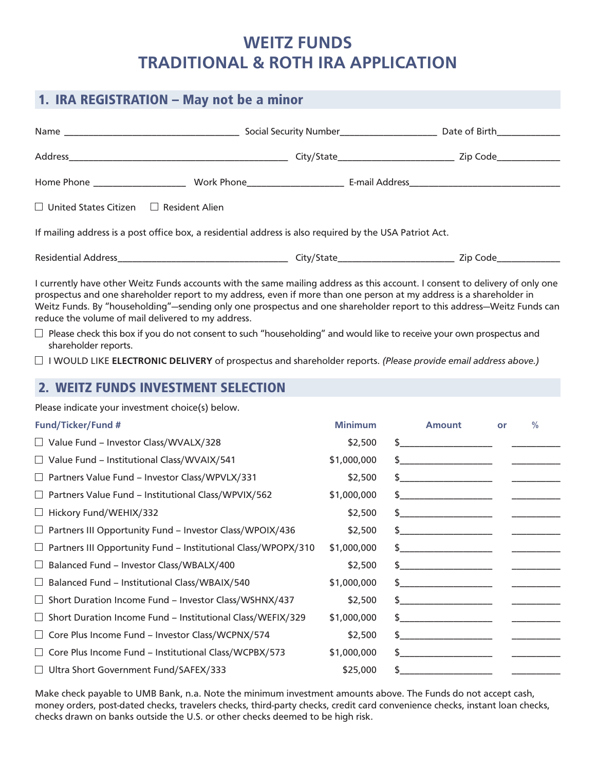# WEITZ FUNDS TRADITIONAL & ROTH IRA APPLICATION

## 1. IRA REGISTRATION – May not be a minor

Name ___________________________________ Social Security Number____________________ Date of Birth_____________

Address_____________________________________________ City/State________________________ Zip Code_____________

Home Phone ___________________ Work Phone____________________ E-mail Address________________________________

☐ United States Citizen ☐ Resident Alien

If mailing address is a post office box, a residential address is also required by the USA Patriot Act.

Residential Address__________________________________ City/State________________________ Zip Code_____________

I currently have other Weitz Funds accounts with the same mailing address as this account. I consent to delivery of only one prospectus and one shareholder report to my address, even if more than one person at my address is a shareholder in Weitz Funds. By "householding"—sending only one prospectus and one shareholder report to this address—Weitz Funds can reduce the volume of mail delivered to my address.

☐ Please check this box if you do not consent to such "householding" and would like to receive your own prospectus and shareholder reports.

☐ I WOULD LIKE **ELECTRONIC DELIVERY** of prospectus and shareholder reports. *(Please provide email address above.)*

## 2. WEITZ FUNDS INVESTMENT SELECTION

Please indicate your investment choice(s) below.

| Fund/Ticker/Fund # | Minimum | Amount | or | % |
|---|---|---|---|---|
| ☐ Value Fund – Investor Class/WVALX/328 | $2,500 | $__________________ | | _________ |
| ☐ Value Fund – Institutional Class/WVAIX/541 | $1,000,000 | $__________________ | | _________ |
| ☐ Partners Value Fund – Investor Class/WPVLX/331 | $2,500 | $__________________ | | _________ |
| ☐ Partners Value Fund – Institutional Class/WPVIX/562 | $1,000,000 | $__________________ | | _________ |
| ☐ Hickory Fund/WEHIX/332 | $2,500 | $__________________ | | _________ |
| ☐ Partners III Opportunity Fund – Investor Class/WPOIX/436 | $2,500 | $__________________ | | _________ |
| ☐ Partners III Opportunity Fund – Institutional Class/WPOPX/310 | $1,000,000 | $__________________ | | _________ |
| ☐ Balanced Fund – Investor Class/WBALX/400 | $2,500 | $__________________ | | _________ |
| ☐ Balanced Fund – Institutional Class/WBAIX/540 | $1,000,000 | $__________________ | | _________ |
| ☐ Short Duration Income Fund – Investor Class/WSHNX/437 | $2,500 | $__________________ | | _________ |
| ☐ Short Duration Income Fund – Institutional Class/WEFIX/329 | $1,000,000 | $__________________ | | _________ |
| ☐ Core Plus Income Fund – Investor Class/WCPNX/574 | $2,500 | $__________________ | | _________ |
| ☐ Core Plus Income Fund – Institutional Class/WCPBX/573 | $1,000,000 | $__________________ | | _________ |
| ☐ Ultra Short Government Fund/SAFEX/333 | $25,000 | $__________________ | | _________ |

Make check payable to UMB Bank, n.a. Note the minimum investment amounts above. The Funds do not accept cash, money orders, post-dated checks, travelers checks, third-party checks, credit card convenience checks, instant loan checks, checks drawn on banks outside the U.S. or other checks deemed to be high risk.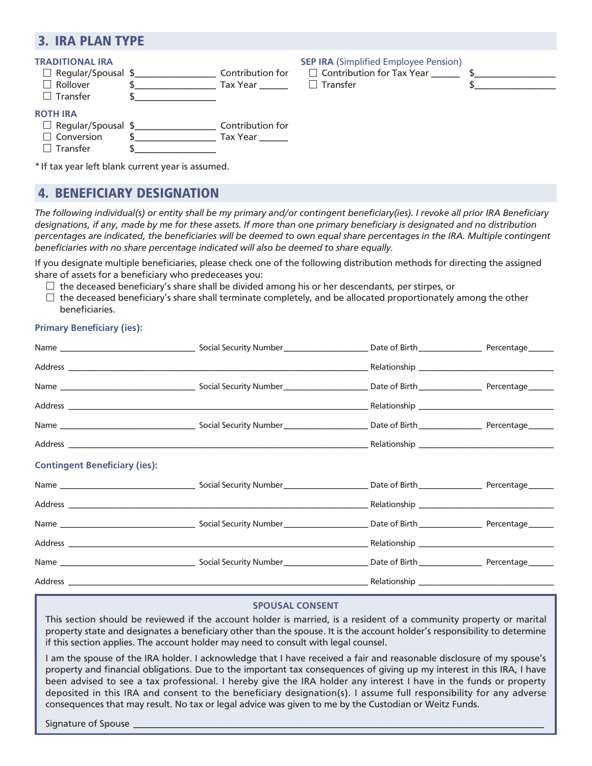## 3. IRA PLAN TYPE

**TRADITIONAL IRA**

- ☐ Regular/Spousal $________________ Contribution for Tax Year ______
- ☐ Rollover $________________
- ☐ Transfer $________________

**ROTH IRA**

- ☐ Regular/Spousal $________________ Contribution for Tax Year ______
- ☐ Conversion $________________
- ☐ Transfer $________________

**SEP IRA** (Simplified Employee Pension)

- ☐ Contribution for Tax Year ______ $________________
- ☐ Transfer $________________

* If tax year left blank current year is assumed.

## 4. BENEFICIARY DESIGNATION

*The following individual(s) or entity shall be my primary and/or contingent beneficiary(ies). I revoke all prior IRA Beneficiary designations, if any, made by me for these assets. If more than one primary beneficiary is designated and no distribution percentages are indicated, the beneficiaries will be deemed to own equal share percentages in the IRA. Multiple contingent beneficiaries with no share percentage indicated will also be deemed to share equally.*

If you designate multiple beneficiaries, please check one of the following distribution methods for directing the assigned share of assets for a beneficiary who predeceases you:

- ☐ the deceased beneficiary's share shall be divided among his or her descendants, per stirpes, or
- ☐ the deceased beneficiary's share shall terminate completely, and be allocated proportionately among the other beneficiaries.

**Primary Beneficiary (ies):**

Name ______________________ Social Security Number ______________ Date of Birth ____________ Percentage ______

Address ______________________________________________ Relationship ______________________

Name ______________________ Social Security Number ______________ Date of Birth ____________ Percentage ______

Address ______________________________________________ Relationship ______________________

Name ______________________ Social Security Number ______________ Date of Birth ____________ Percentage ______

Address ______________________________________________ Relationship ______________________

**Contingent Beneficiary (ies):**

Name ______________________ Social Security Number ______________ Date of Birth ____________ Percentage ______

Address ______________________________________________ Relationship ______________________

Name ______________________ Social Security Number ______________ Date of Birth ____________ Percentage ______

Address ______________________________________________ Relationship ______________________

Name ______________________ Social Security Number ______________ Date of Birth ____________ Percentage ______

Address ______________________________________________ Relationship ______________________

### SPOUSAL CONSENT

This section should be reviewed if the account holder is married, is a resident of a community property or marital property state and designates a beneficiary other than the spouse. It is the account holder's responsibility to determine if this section applies. The account holder may need to consult with legal counsel.

I am the spouse of the IRA holder. I acknowledge that I have received a fair and reasonable disclosure of my spouse's property and financial obligations. Due to the important tax consequences of giving up my interest in this IRA, I have been advised to see a tax professional. I hereby give the IRA holder any interest I have in the funds or property deposited in this IRA and consent to the beneficiary designation(s). I assume full responsibility for any adverse consequences that may result. No tax or legal advice was given to me by the Custodian or Weitz Funds.

Signature of Spouse ______________________________________________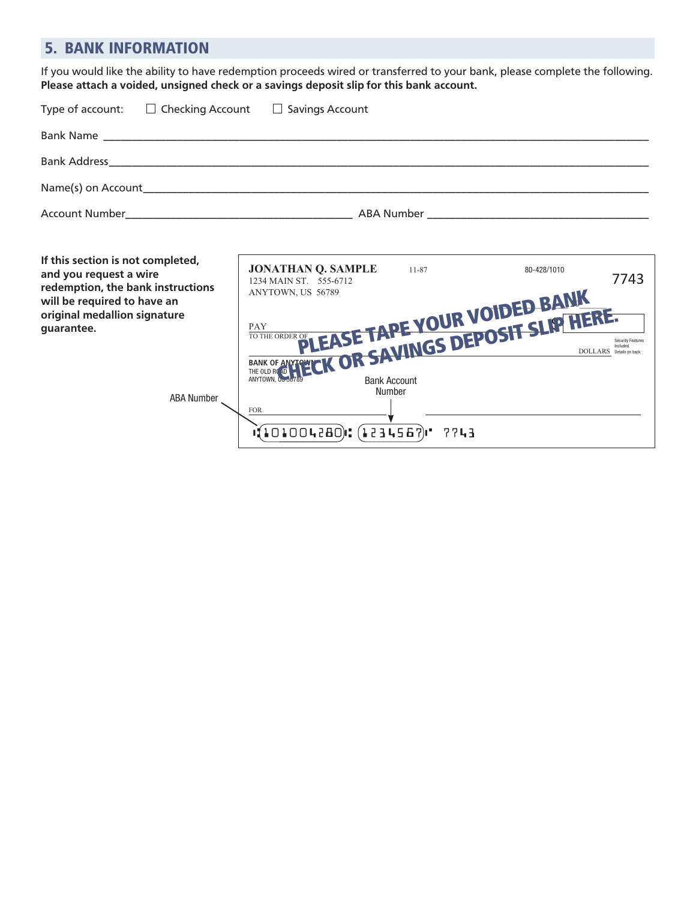## 5. BANK INFORMATION

If you would like the ability to have redemption proceeds wired or transferred to your bank, please complete the following. **Please attach a voided, unsigned check or a savings deposit slip for this bank account.**

Type of account: ☐ Checking Account ☐ Savings Account

Bank Name ______________________________________________________________________________

Bank Address_____________________________________________________________________________

Name(s) on Account_______________________________________________________________________

Account Number_________________________________ ABA Number ________________________________

**If this section is not completed, and you request a wire redemption, the bank instructions will be required to have an original medallion signature guarantee.**

JONATHAN Q. SAMPLE 11-87 80-428/1010
1234 MAIN ST. 555-6712
ANYTOWN, US 56789 7743

PAY
TO THE ORDER OF

**PLEASE TAPE YOUR VOIDED BANK CHECK OR SAVINGS DEPOSIT SLIP HERE.**

DOLLARS Security Features Included. Details on back

BANK OF ANYTOWN
THE OLD ROAD
ANYTOWN, US 56789

FOR

ABA Number

Bank Account Number

⑆101004280⑆ 1234567⑈ 7743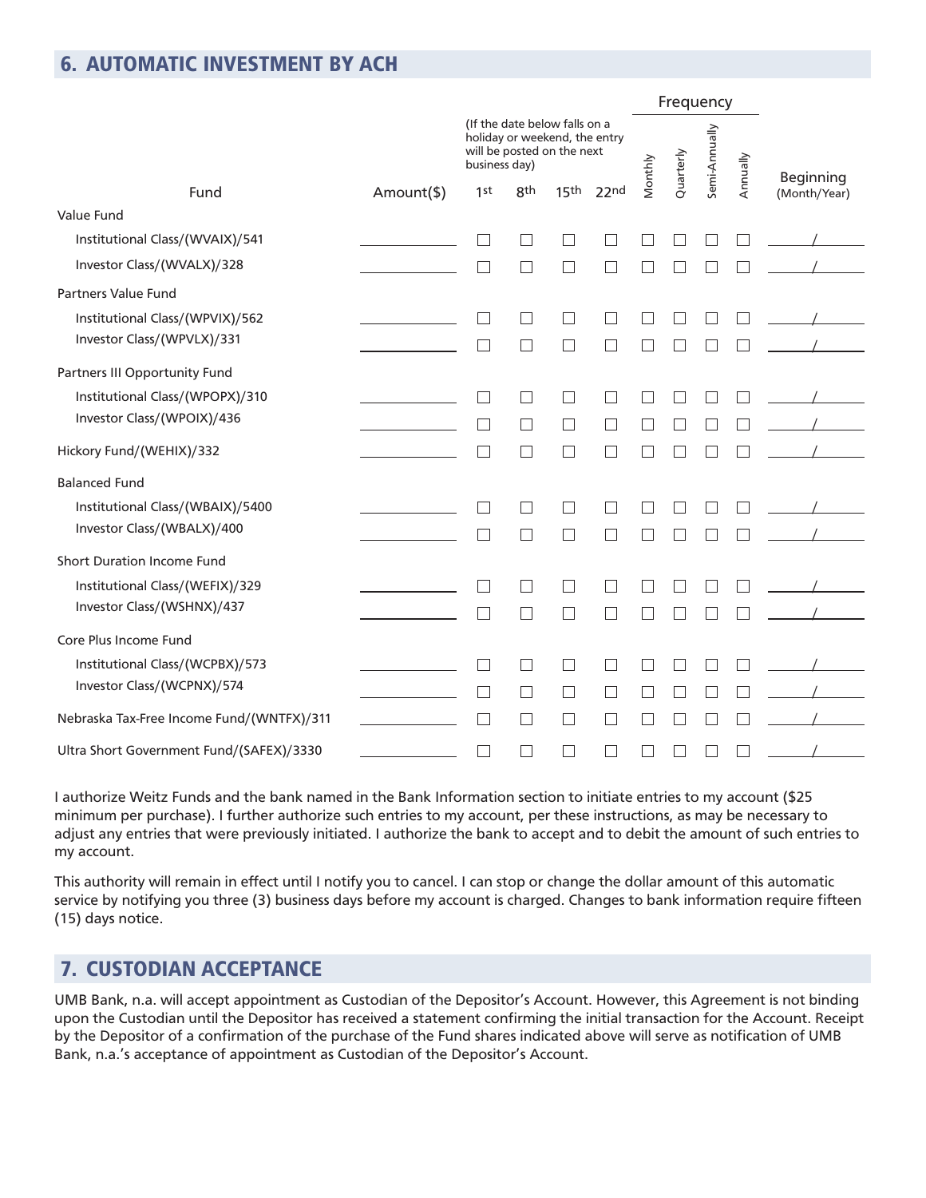## 6. AUTOMATIC INVESTMENT BY ACH

| Fund | Amount($) | 1st | 8th | 15th | 22nd | Monthly | Quarterly | Semi-Annually | Annually | Beginning (Month/Year) |
|---|---|---|---|---|---|---|---|---|---|---|
| | | (If the date below falls on a holiday or weekend, the entry will be posted on the next business day) | | | | Frequency | | | | |
| **Value Fund** | | | | | | | | | | |
| Institutional Class/(WVAIX)/541 | ________ | ☐ | ☐ | ☐ | ☐ | ☐ | ☐ | ☐ | ☐ | ____/____ |
| Investor Class/(WVALX)/328 | ________ | ☐ | ☐ | ☐ | ☐ | ☐ | ☐ | ☐ | ☐ | ____/____ |
| **Partners Value Fund** | | | | | | | | | | |
| Institutional Class/(WPVIX)/562 | ________ | ☐ | ☐ | ☐ | ☐ | ☐ | ☐ | ☐ | ☐ | ____/____ |
| Investor Class/(WPVLX)/331 | ________ | ☐ | ☐ | ☐ | ☐ | ☐ | ☐ | ☐ | ☐ | ____/____ |
| **Partners III Opportunity Fund** | | | | | | | | | | |
| Institutional Class/(WPOPX)/310 | ________ | ☐ | ☐ | ☐ | ☐ | ☐ | ☐ | ☐ | ☐ | ____/____ |
| Investor Class/(WPOIX)/436 | ________ | ☐ | ☐ | ☐ | ☐ | ☐ | ☐ | ☐ | ☐ | ____/____ |
| Hickory Fund/(WEHIX)/332 | ________ | ☐ | ☐ | ☐ | ☐ | ☐ | ☐ | ☐ | ☐ | ____/____ |
| **Balanced Fund** | | | | | | | | | | |
| Institutional Class/(WBAIX)/5400 | ________ | ☐ | ☐ | ☐ | ☐ | ☐ | ☐ | ☐ | ☐ | ____/____ |
| Investor Class/(WBALX)/400 | ________ | ☐ | ☐ | ☐ | ☐ | ☐ | ☐ | ☐ | ☐ | ____/____ |
| **Short Duration Income Fund** | | | | | | | | | | |
| Institutional Class/(WEFIX)/329 | ________ | ☐ | ☐ | ☐ | ☐ | ☐ | ☐ | ☐ | ☐ | ____/____ |
| Investor Class/(WSHNX)/437 | ________ | ☐ | ☐ | ☐ | ☐ | ☐ | ☐ | ☐ | ☐ | ____/____ |
| **Core Plus Income Fund** | | | | | | | | | | |
| Institutional Class/(WCPBX)/573 | ________ | ☐ | ☐ | ☐ | ☐ | ☐ | ☐ | ☐ | ☐ | ____/____ |
| Investor Class/(WCPNX)/574 | ________ | ☐ | ☐ | ☐ | ☐ | ☐ | ☐ | ☐ | ☐ | ____/____ |
| Nebraska Tax-Free Income Fund/(WNTFX)/311 | ________ | ☐ | ☐ | ☐ | ☐ | ☐ | ☐ | ☐ | ☐ | ____/____ |
| Ultra Short Government Fund/(SAFEX)/3330 | ________ | ☐ | ☐ | ☐ | ☐ | ☐ | ☐ | ☐ | ☐ | ____/____ |

I authorize Weitz Funds and the bank named in the Bank Information section to initiate entries to my account ($25 minimum per purchase). I further authorize such entries to my account, per these instructions, as may be necessary to adjust any entries that were previously initiated. I authorize the bank to accept and to debit the amount of such entries to my account.

This authority will remain in effect until I notify you to cancel. I can stop or change the dollar amount of this automatic service by notifying you three (3) business days before my account is charged. Changes to bank information require fifteen (15) days notice.

## 7. CUSTODIAN ACCEPTANCE

UMB Bank, n.a. will accept appointment as Custodian of the Depositor's Account. However, this Agreement is not binding upon the Custodian until the Depositor has received a statement confirming the initial transaction for the Account. Receipt by the Depositor of a confirmation of the purchase of the Fund shares indicated above will serve as notification of UMB Bank, n.a.'s acceptance of appointment as Custodian of the Depositor's Account.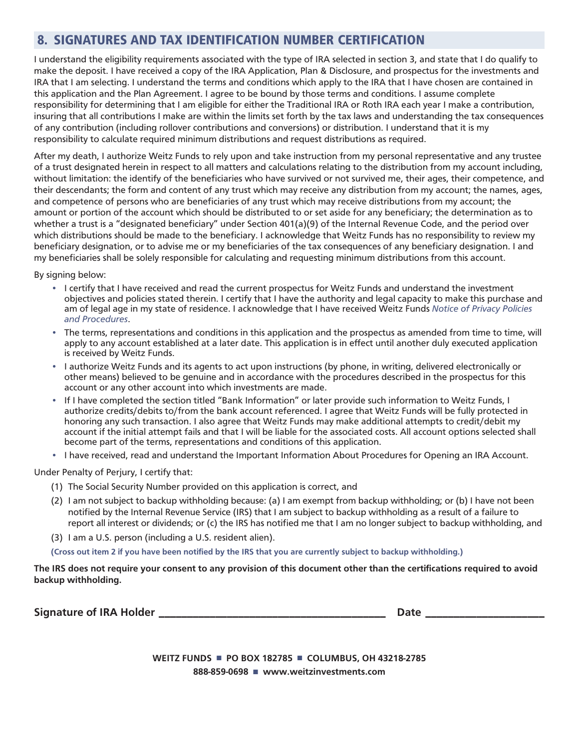## 8. SIGNATURES AND TAX IDENTIFICATION NUMBER CERTIFICATION

I understand the eligibility requirements associated with the type of IRA selected in section 3, and state that I do qualify to make the deposit. I have received a copy of the IRA Application, Plan & Disclosure, and prospectus for the investments and IRA that I am selecting. I understand the terms and conditions which apply to the IRA that I have chosen are contained in this application and the Plan Agreement. I agree to be bound by those terms and conditions. I assume complete responsibility for determining that I am eligible for either the Traditional IRA or Roth IRA each year I make a contribution, insuring that all contributions I make are within the limits set forth by the tax laws and understanding the tax consequences of any contribution (including rollover contributions and conversions) or distribution. I understand that it is my responsibility to calculate required minimum distributions and request distributions as required.

After my death, I authorize Weitz Funds to rely upon and take instruction from my personal representative and any trustee of a trust designated herein in respect to all matters and calculations relating to the distribution from my account including, without limitation: the identify of the beneficiaries who have survived or not survived me, their ages, their competence, and their descendants; the form and content of any trust which may receive any distribution from my account; the names, ages, and competence of persons who are beneficiaries of any trust which may receive distributions from my account; the amount or portion of the account which should be distributed to or set aside for any beneficiary; the determination as to whether a trust is a "designated beneficiary" under Section 401(a)(9) of the Internal Revenue Code, and the period over which distributions should be made to the beneficiary. I acknowledge that Weitz Funds has no responsibility to review my beneficiary designation, or to advise me or my beneficiaries of the tax consequences of any beneficiary designation. I and my beneficiaries shall be solely responsible for calculating and requesting minimum distributions from this account.

By signing below:

- I certify that I have received and read the current prospectus for Weitz Funds and understand the investment objectives and policies stated therein. I certify that I have the authority and legal capacity to make this purchase and am of legal age in my state of residence. I acknowledge that I have received Weitz Funds *Notice of Privacy Policies and Procedures*.
- The terms, representations and conditions in this application and the prospectus as amended from time to time, will apply to any account established at a later date. This application is in effect until another duly executed application is received by Weitz Funds.
- I authorize Weitz Funds and its agents to act upon instructions (by phone, in writing, delivered electronically or other means) believed to be genuine and in accordance with the procedures described in the prospectus for this account or any other account into which investments are made.
- If I have completed the section titled "Bank Information" or later provide such information to Weitz Funds, I authorize credits/debits to/from the bank account referenced. I agree that Weitz Funds will be fully protected in honoring any such transaction. I also agree that Weitz Funds may make additional attempts to credit/debit my account if the initial attempt fails and that I will be liable for the associated costs. All account options selected shall become part of the terms, representations and conditions of this application.
- I have received, read and understand the Important Information About Procedures for Opening an IRA Account.

Under Penalty of Perjury, I certify that:

(1) The Social Security Number provided on this application is correct, and

(2) I am not subject to backup withholding because: (a) I am exempt from backup withholding; or (b) I have not been notified by the Internal Revenue Service (IRS) that I am subject to backup withholding as a result of a failure to report all interest or dividends; or (c) the IRS has notified me that I am no longer subject to backup withholding, and

(3) I am a U.S. person (including a U.S. resident alien).

**(Cross out item 2 if you have been notified by the IRS that you are currently subject to backup withholding.)**

**The IRS does not require your consent to any provision of this document other than the certifications required to avoid backup withholding.**

**Signature of IRA Holder** ________________________________________ **Date** ____________________

**WEITZ FUNDS ■ PO BOX 182785 ■ COLUMBUS, OH 43218-2785**
**888-859-0698 ■ www.weitzinvestments.com**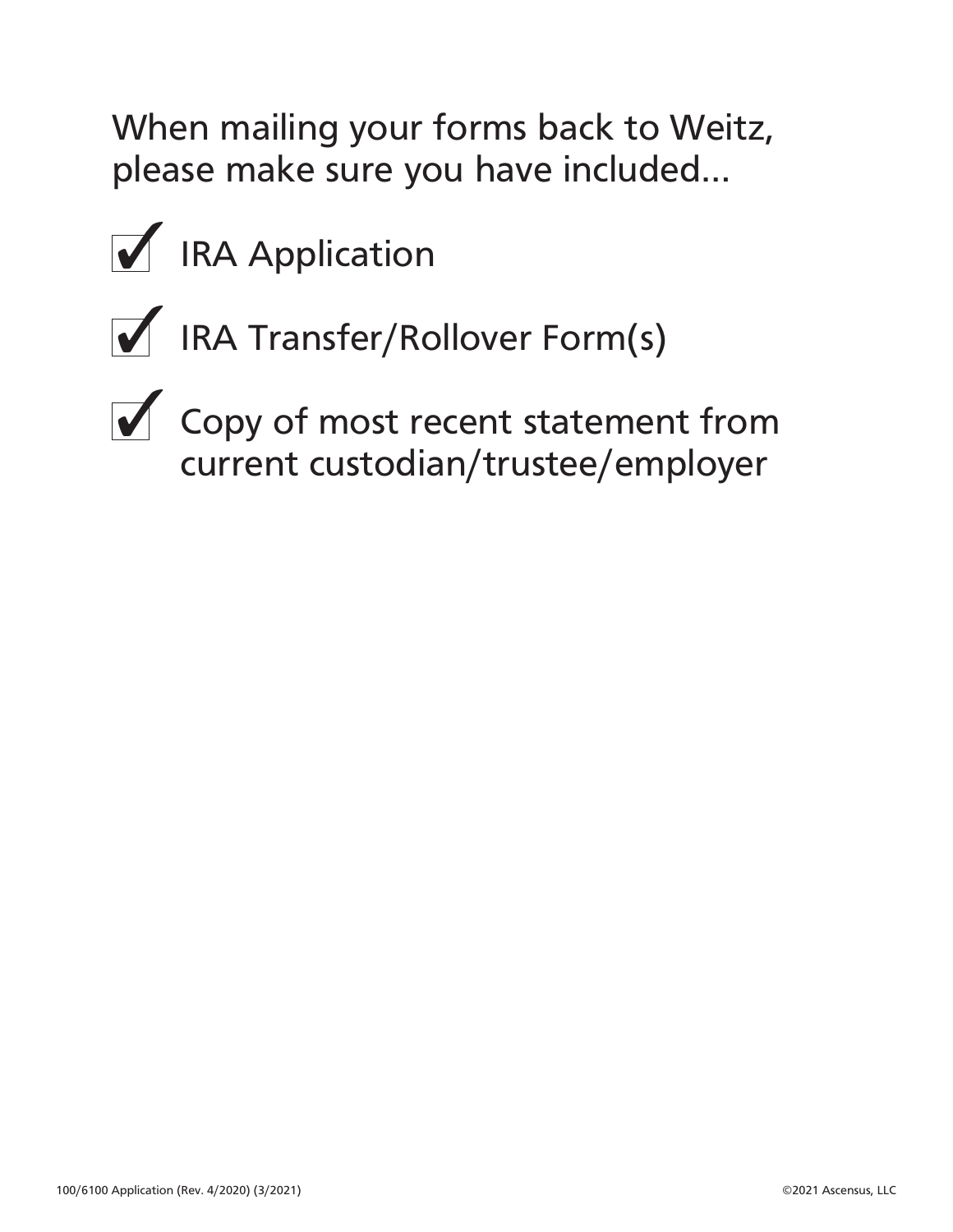When mailing your forms back to Weitz, please make sure you have included...

- [x] IRA Application
- [x] IRA Transfer/Rollover Form(s)
- [x] Copy of most recent statement from current custodian/trustee/employer

100/6100 Application (Rev. 4/2020) (3/2021)

©2021 Ascensus, LLC